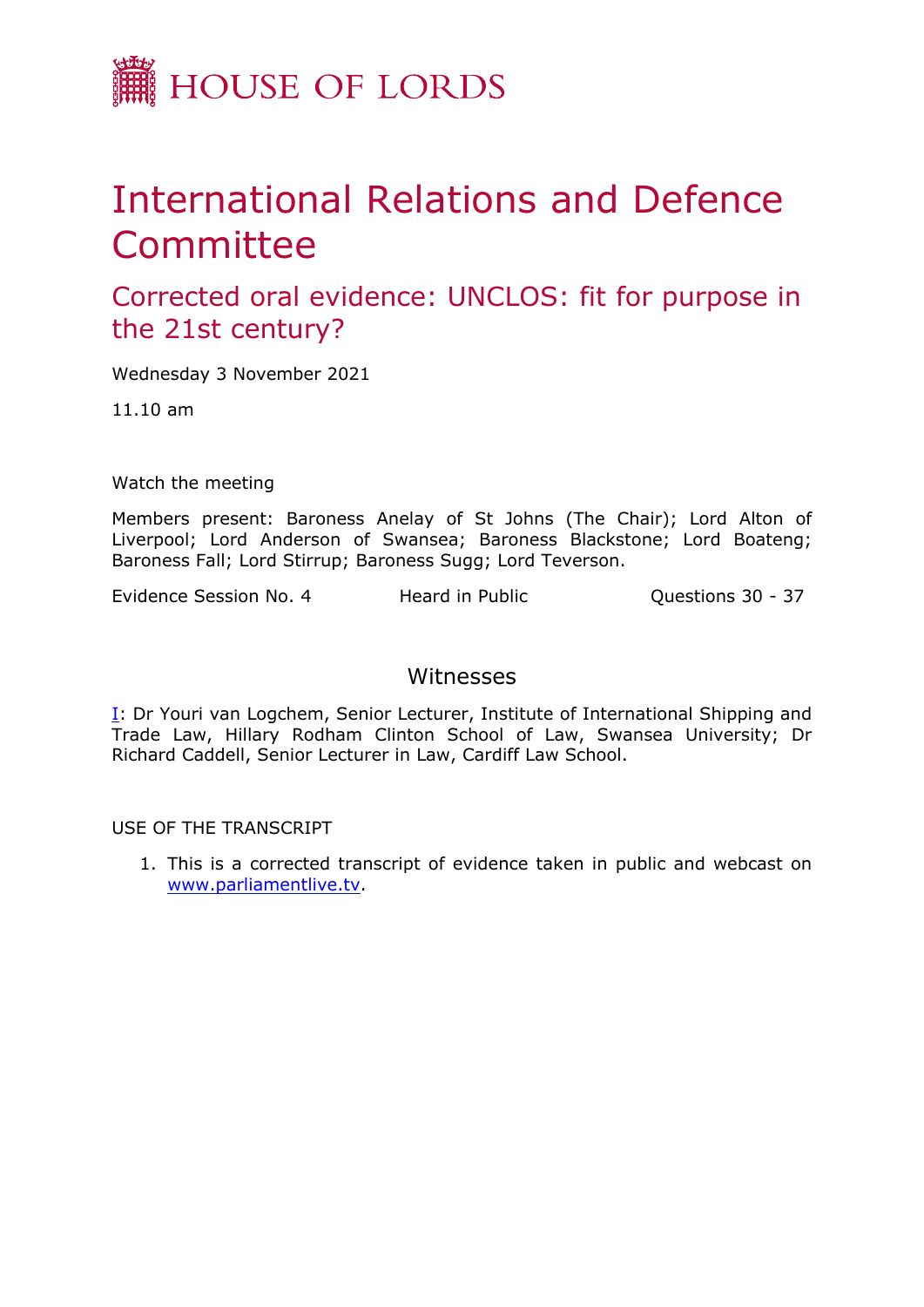HOUSE OF LORDS

# International Relations and Defence Committee

## Corrected oral evidence: UNCLOS: fit for purpose in the 21st century?

Wednesday 3 November 2021

11.10 am

Watch the meeting

Members present: Baroness Anelay of St Johns (The Chair); Lord Alton of Liverpool; Lord Anderson of Swansea; Baroness Blackstone; Lord Boateng; Baroness Fall; Lord Stirrup; Baroness Sugg; Lord Teverson.

Evidence Session No. 4 Heard in Public Questions 30 - 37

### Witnesses

I: Dr Youri van Logchem, Senior Lecturer, Institute of International Shipping and Trade Law, Hillary Rodham Clinton School of Law, Swansea University; Dr Richard Caddell, Senior Lecturer in Law, Cardiff Law School.

USE OF THE TRANSCRIPT

1. This is a corrected transcript of evidence taken in public and webcast on www.parliamentlive.tv.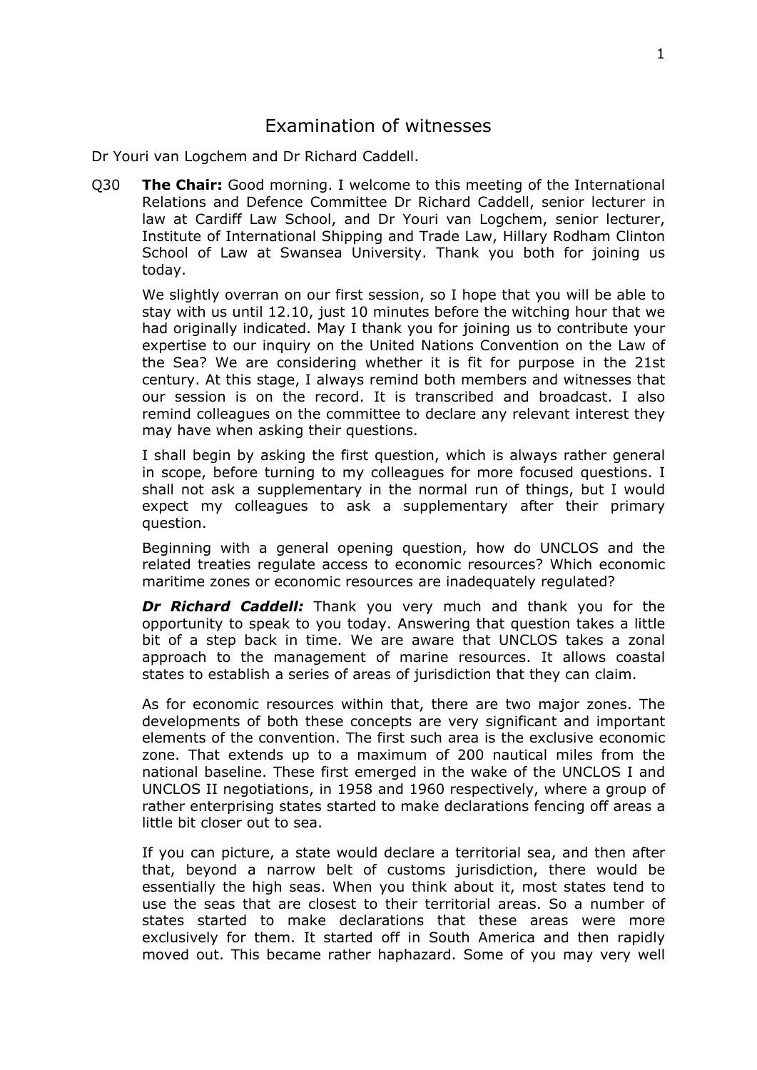# Examination of witnesses

Dr Youri van Logchem and Dr Richard Caddell.

Q30 **The Chair:** Good morning. I welcome to this meeting of the International Relations and Defence Committee Dr Richard Caddell, senior lecturer in law at Cardiff Law School, and Dr Youri van Logchem, senior lecturer, Institute of International Shipping and Trade Law, Hillary Rodham Clinton School of Law at Swansea University. Thank you both for joining us today.

We slightly overran on our first session, so I hope that you will be able to stay with us until 12.10, just 10 minutes before the witching hour that we had originally indicated. May I thank you for joining us to contribute your expertise to our inquiry on the United Nations Convention on the Law of the Sea? We are considering whether it is fit for purpose in the 21st century. At this stage, I always remind both members and witnesses that our session is on the record. It is transcribed and broadcast. I also remind colleagues on the committee to declare any relevant interest they may have when asking their questions.

I shall begin by asking the first question, which is always rather general in scope, before turning to my colleagues for more focused questions. I shall not ask a supplementary in the normal run of things, but I would expect my colleagues to ask a supplementary after their primary question.

Beginning with a general opening question, how do UNCLOS and the related treaties regulate access to economic resources? Which economic maritime zones or economic resources are inadequately regulated?

***Dr Richard Caddell:*** Thank you very much and thank you for the opportunity to speak to you today. Answering that question takes a little bit of a step back in time. We are aware that UNCLOS takes a zonal approach to the management of marine resources. It allows coastal states to establish a series of areas of jurisdiction that they can claim.

As for economic resources within that, there are two major zones. The developments of both these concepts are very significant and important elements of the convention. The first such area is the exclusive economic zone. That extends up to a maximum of 200 nautical miles from the national baseline. These first emerged in the wake of the UNCLOS I and UNCLOS II negotiations, in 1958 and 1960 respectively, where a group of rather enterprising states started to make declarations fencing off areas a little bit closer out to sea.

If you can picture, a state would declare a territorial sea, and then after that, beyond a narrow belt of customs jurisdiction, there would be essentially the high seas. When you think about it, most states tend to use the seas that are closest to their territorial areas. So a number of states started to make declarations that these areas were more exclusively for them. It started off in South America and then rapidly moved out. This became rather haphazard. Some of you may very well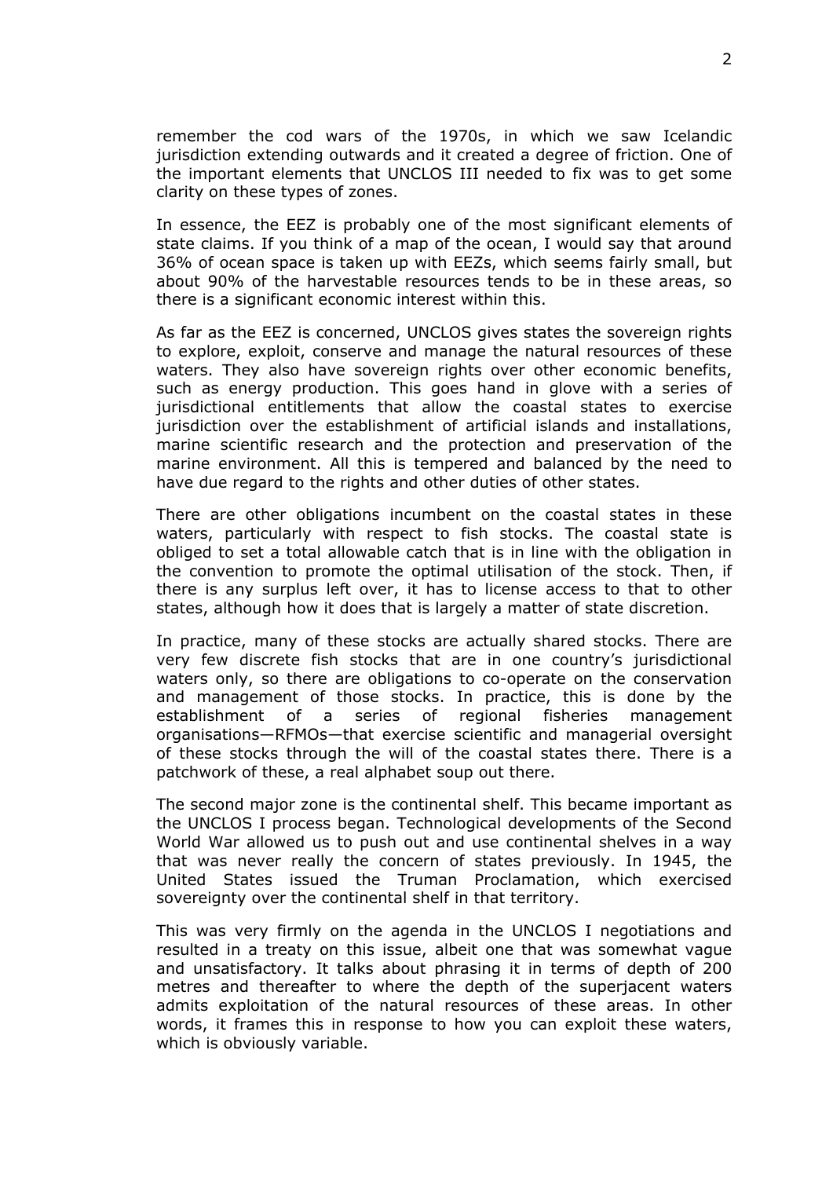remember the cod wars of the 1970s, in which we saw Icelandic jurisdiction extending outwards and it created a degree of friction. One of the important elements that UNCLOS III needed to fix was to get some clarity on these types of zones.

In essence, the EEZ is probably one of the most significant elements of state claims. If you think of a map of the ocean, I would say that around 36% of ocean space is taken up with EEZs, which seems fairly small, but about 90% of the harvestable resources tends to be in these areas, so there is a significant economic interest within this.

As far as the EEZ is concerned, UNCLOS gives states the sovereign rights to explore, exploit, conserve and manage the natural resources of these waters. They also have sovereign rights over other economic benefits, such as energy production. This goes hand in glove with a series of jurisdictional entitlements that allow the coastal states to exercise jurisdiction over the establishment of artificial islands and installations, marine scientific research and the protection and preservation of the marine environment. All this is tempered and balanced by the need to have due regard to the rights and other duties of other states.

There are other obligations incumbent on the coastal states in these waters, particularly with respect to fish stocks. The coastal state is obliged to set a total allowable catch that is in line with the obligation in the convention to promote the optimal utilisation of the stock. Then, if there is any surplus left over, it has to license access to that to other states, although how it does that is largely a matter of state discretion.

In practice, many of these stocks are actually shared stocks. There are very few discrete fish stocks that are in one country's jurisdictional waters only, so there are obligations to co-operate on the conservation and management of those stocks. In practice, this is done by the establishment of a series of regional fisheries management organisations—RFMOs—that exercise scientific and managerial oversight of these stocks through the will of the coastal states there. There is a patchwork of these, a real alphabet soup out there.

The second major zone is the continental shelf. This became important as the UNCLOS I process began. Technological developments of the Second World War allowed us to push out and use continental shelves in a way that was never really the concern of states previously. In 1945, the United States issued the Truman Proclamation, which exercised sovereignty over the continental shelf in that territory.

This was very firmly on the agenda in the UNCLOS I negotiations and resulted in a treaty on this issue, albeit one that was somewhat vague and unsatisfactory. It talks about phrasing it in terms of depth of 200 metres and thereafter to where the depth of the superjacent waters admits exploitation of the natural resources of these areas. In other words, it frames this in response to how you can exploit these waters, which is obviously variable.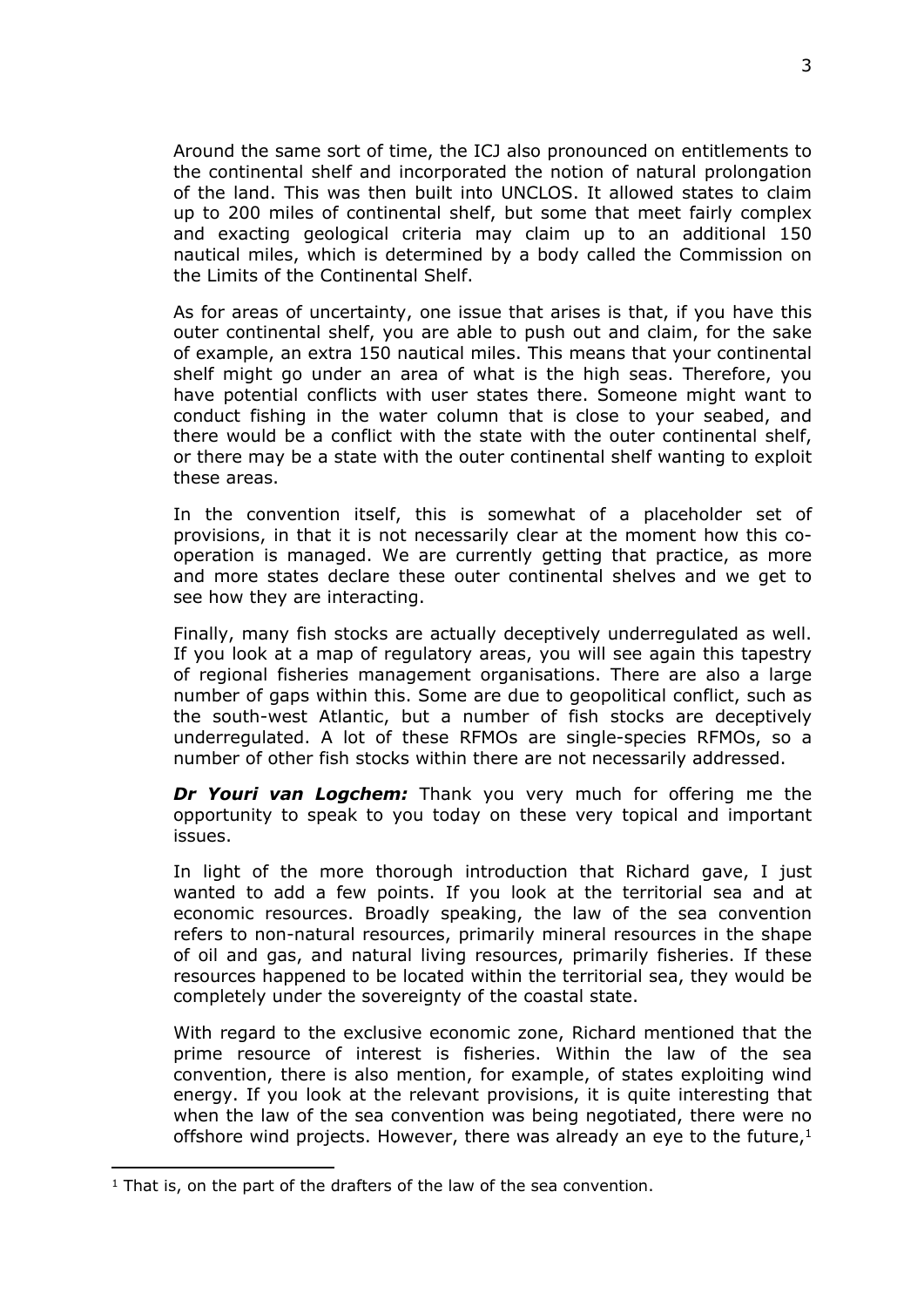Around the same sort of time, the ICJ also pronounced on entitlements to the continental shelf and incorporated the notion of natural prolongation of the land. This was then built into UNCLOS. It allowed states to claim up to 200 miles of continental shelf, but some that meet fairly complex and exacting geological criteria may claim up to an additional 150 nautical miles, which is determined by a body called the Commission on the Limits of the Continental Shelf.

As for areas of uncertainty, one issue that arises is that, if you have this outer continental shelf, you are able to push out and claim, for the sake of example, an extra 150 nautical miles. This means that your continental shelf might go under an area of what is the high seas. Therefore, you have potential conflicts with user states there. Someone might want to conduct fishing in the water column that is close to your seabed, and there would be a conflict with the state with the outer continental shelf, or there may be a state with the outer continental shelf wanting to exploit these areas.

In the convention itself, this is somewhat of a placeholder set of provisions, in that it is not necessarily clear at the moment how this co-operation is managed. We are currently getting that practice, as more and more states declare these outer continental shelves and we get to see how they are interacting.

Finally, many fish stocks are actually deceptively underregulated as well. If you look at a map of regulatory areas, you will see again this tapestry of regional fisheries management organisations. There are also a large number of gaps within this. Some are due to geopolitical conflict, such as the south-west Atlantic, but a number of fish stocks are deceptively underregulated. A lot of these RFMOs are single-species RFMOs, so a number of other fish stocks within there are not necessarily addressed.

***Dr Youri van Logchem:*** Thank you very much for offering me the opportunity to speak to you today on these very topical and important issues.

In light of the more thorough introduction that Richard gave, I just wanted to add a few points. If you look at the territorial sea and at economic resources. Broadly speaking, the law of the sea convention refers to non-natural resources, primarily mineral resources in the shape of oil and gas, and natural living resources, primarily fisheries. If these resources happened to be located within the territorial sea, they would be completely under the sovereignty of the coastal state.

With regard to the exclusive economic zone, Richard mentioned that the prime resource of interest is fisheries. Within the law of the sea convention, there is also mention, for example, of states exploiting wind energy. If you look at the relevant provisions, it is quite interesting that when the law of the sea convention was being negotiated, there were no offshore wind projects. However, there was already an eye to the future,[1]

[1] That is, on the part of the drafters of the law of the sea convention.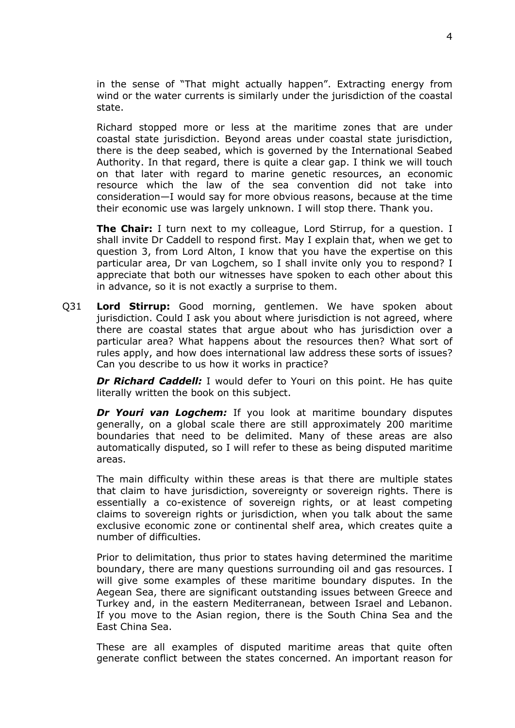in the sense of "That might actually happen". Extracting energy from wind or the water currents is similarly under the jurisdiction of the coastal state.

Richard stopped more or less at the maritime zones that are under coastal state jurisdiction. Beyond areas under coastal state jurisdiction, there is the deep seabed, which is governed by the International Seabed Authority. In that regard, there is quite a clear gap. I think we will touch on that later with regard to marine genetic resources, an economic resource which the law of the sea convention did not take into consideration—I would say for more obvious reasons, because at the time their economic use was largely unknown. I will stop there. Thank you.

**The Chair:** I turn next to my colleague, Lord Stirrup, for a question. I shall invite Dr Caddell to respond first. May I explain that, when we get to question 3, from Lord Alton, I know that you have the expertise on this particular area, Dr van Logchem, so I shall invite only you to respond? I appreciate that both our witnesses have spoken to each other about this in advance, so it is not exactly a surprise to them.

Q31 **Lord Stirrup:** Good morning, gentlemen. We have spoken about jurisdiction. Could I ask you about where jurisdiction is not agreed, where there are coastal states that argue about who has jurisdiction over a particular area? What happens about the resources then? What sort of rules apply, and how does international law address these sorts of issues? Can you describe to us how it works in practice?

***Dr Richard Caddell:*** I would defer to Youri on this point. He has quite literally written the book on this subject.

***Dr Youri van Logchem:*** If you look at maritime boundary disputes generally, on a global scale there are still approximately 200 maritime boundaries that need to be delimited. Many of these areas are also automatically disputed, so I will refer to these as being disputed maritime areas.

The main difficulty within these areas is that there are multiple states that claim to have jurisdiction, sovereignty or sovereign rights. There is essentially a co-existence of sovereign rights, or at least competing claims to sovereign rights or jurisdiction, when you talk about the same exclusive economic zone or continental shelf area, which creates quite a number of difficulties.

Prior to delimitation, thus prior to states having determined the maritime boundary, there are many questions surrounding oil and gas resources. I will give some examples of these maritime boundary disputes. In the Aegean Sea, there are significant outstanding issues between Greece and Turkey and, in the eastern Mediterranean, between Israel and Lebanon. If you move to the Asian region, there is the South China Sea and the East China Sea.

These are all examples of disputed maritime areas that quite often generate conflict between the states concerned. An important reason for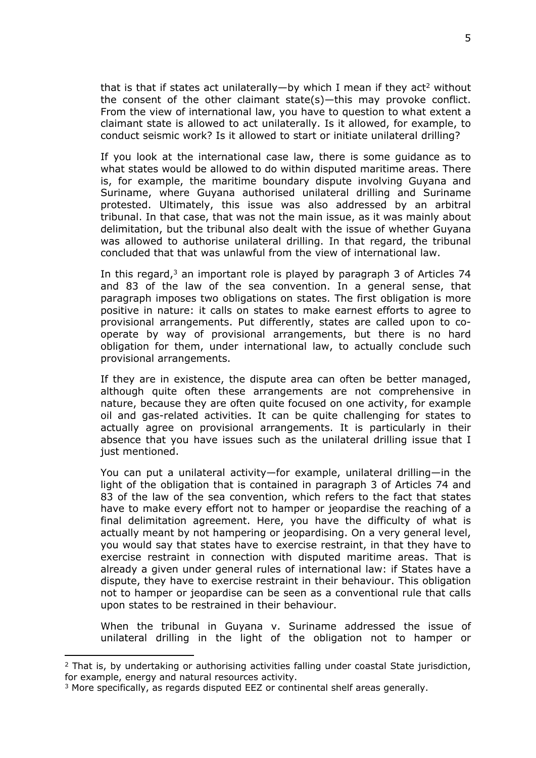that is that if states act unilaterally—by which I mean if they act[2] without the consent of the other claimant state(s)—this may provoke conflict. From the view of international law, you have to question to what extent a claimant state is allowed to act unilaterally. Is it allowed, for example, to conduct seismic work? Is it allowed to start or initiate unilateral drilling?

If you look at the international case law, there is some guidance as to what states would be allowed to do within disputed maritime areas. There is, for example, the maritime boundary dispute involving Guyana and Suriname, where Guyana authorised unilateral drilling and Suriname protested. Ultimately, this issue was also addressed by an arbitral tribunal. In that case, that was not the main issue, as it was mainly about delimitation, but the tribunal also dealt with the issue of whether Guyana was allowed to authorise unilateral drilling. In that regard, the tribunal concluded that that was unlawful from the view of international law.

In this regard,[3] an important role is played by paragraph 3 of Articles 74 and 83 of the law of the sea convention. In a general sense, that paragraph imposes two obligations on states. The first obligation is more positive in nature: it calls on states to make earnest efforts to agree to provisional arrangements. Put differently, states are called upon to co-operate by way of provisional arrangements, but there is no hard obligation for them, under international law, to actually conclude such provisional arrangements.

If they are in existence, the dispute area can often be better managed, although quite often these arrangements are not comprehensive in nature, because they are often quite focused on one activity, for example oil and gas-related activities. It can be quite challenging for states to actually agree on provisional arrangements. It is particularly in their absence that you have issues such as the unilateral drilling issue that I just mentioned.

You can put a unilateral activity—for example, unilateral drilling—in the light of the obligation that is contained in paragraph 3 of Articles 74 and 83 of the law of the sea convention, which refers to the fact that states have to make every effort not to hamper or jeopardise the reaching of a final delimitation agreement. Here, you have the difficulty of what is actually meant by not hampering or jeopardising. On a very general level, you would say that states have to exercise restraint, in that they have to exercise restraint in connection with disputed maritime areas. That is already a given under general rules of international law: if States have a dispute, they have to exercise restraint in their behaviour. This obligation not to hamper or jeopardise can be seen as a conventional rule that calls upon states to be restrained in their behaviour.

When the tribunal in Guyana v. Suriname addressed the issue of unilateral drilling in the light of the obligation not to hamper or

---

[2] That is, by undertaking or authorising activities falling under coastal State jurisdiction, for example, energy and natural resources activity.

[3] More specifically, as regards disputed EEZ or continental shelf areas generally.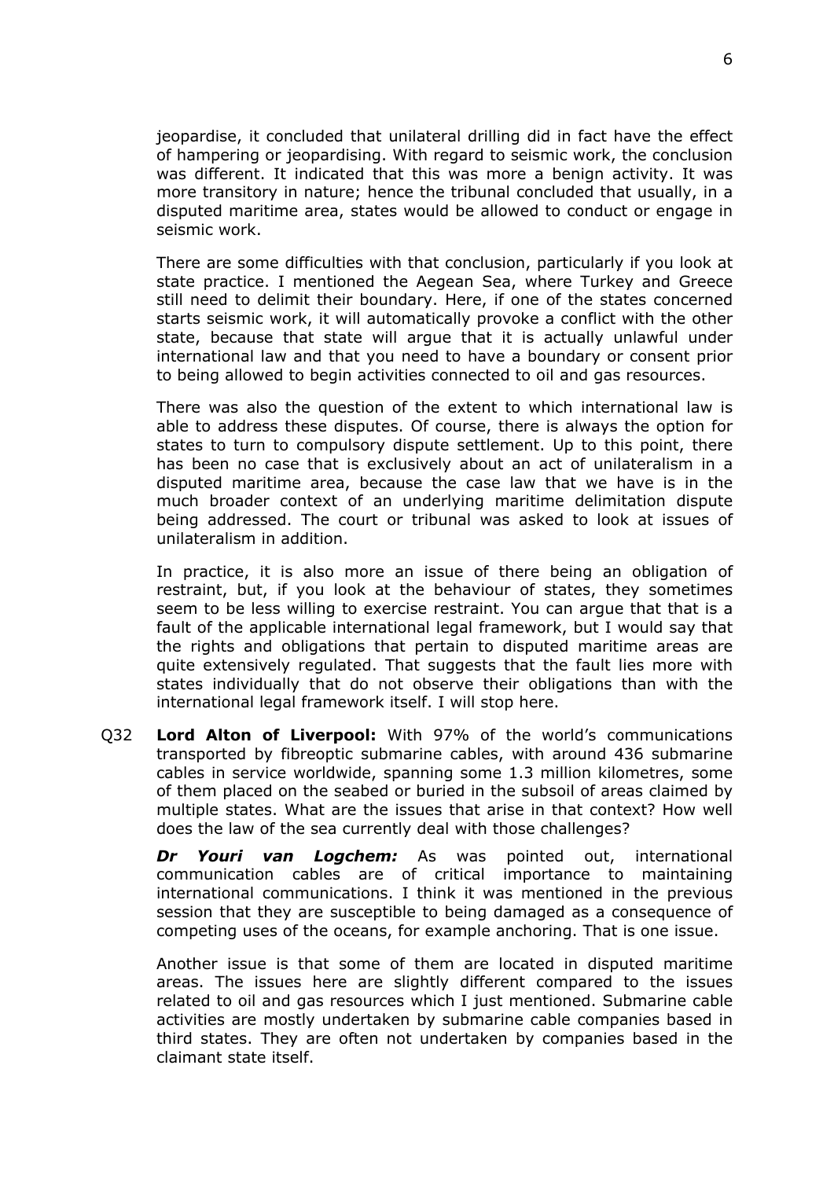jeopardise, it concluded that unilateral drilling did in fact have the effect of hampering or jeopardising. With regard to seismic work, the conclusion was different. It indicated that this was more a benign activity. It was more transitory in nature; hence the tribunal concluded that usually, in a disputed maritime area, states would be allowed to conduct or engage in seismic work.

There are some difficulties with that conclusion, particularly if you look at state practice. I mentioned the Aegean Sea, where Turkey and Greece still need to delimit their boundary. Here, if one of the states concerned starts seismic work, it will automatically provoke a conflict with the other state, because that state will argue that it is actually unlawful under international law and that you need to have a boundary or consent prior to being allowed to begin activities connected to oil and gas resources.

There was also the question of the extent to which international law is able to address these disputes. Of course, there is always the option for states to turn to compulsory dispute settlement. Up to this point, there has been no case that is exclusively about an act of unilateralism in a disputed maritime area, because the case law that we have is in the much broader context of an underlying maritime delimitation dispute being addressed. The court or tribunal was asked to look at issues of unilateralism in addition.

In practice, it is also more an issue of there being an obligation of restraint, but, if you look at the behaviour of states, they sometimes seem to be less willing to exercise restraint. You can argue that that is a fault of the applicable international legal framework, but I would say that the rights and obligations that pertain to disputed maritime areas are quite extensively regulated. That suggests that the fault lies more with states individually that do not observe their obligations than with the international legal framework itself. I will stop here.

Q32 **Lord Alton of Liverpool:** With 97% of the world's communications transported by fibreoptic submarine cables, with around 436 submarine cables in service worldwide, spanning some 1.3 million kilometres, some of them placed on the seabed or buried in the subsoil of areas claimed by multiple states. What are the issues that arise in that context? How well does the law of the sea currently deal with those challenges?

***Dr Youri van Logchem:*** As was pointed out, international communication cables are of critical importance to maintaining international communications. I think it was mentioned in the previous session that they are susceptible to being damaged as a consequence of competing uses of the oceans, for example anchoring. That is one issue.

Another issue is that some of them are located in disputed maritime areas. The issues here are slightly different compared to the issues related to oil and gas resources which I just mentioned. Submarine cable activities are mostly undertaken by submarine cable companies based in third states. They are often not undertaken by companies based in the claimant state itself.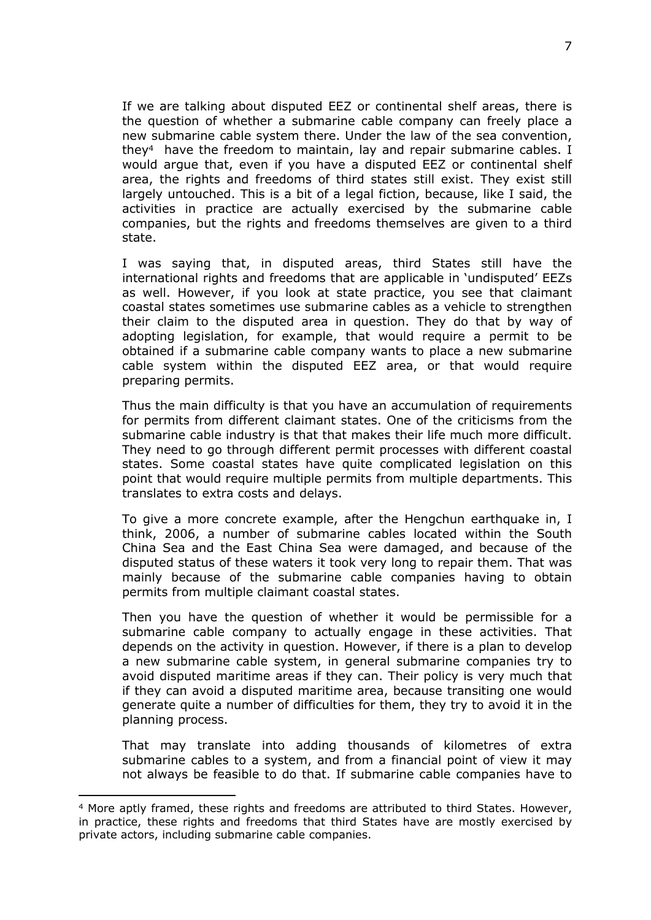If we are talking about disputed EEZ or continental shelf areas, there is the question of whether a submarine cable company can freely place a new submarine cable system there. Under the law of the sea convention, they[4] have the freedom to maintain, lay and repair submarine cables. I would argue that, even if you have a disputed EEZ or continental shelf area, the rights and freedoms of third states still exist. They exist still largely untouched. This is a bit of a legal fiction, because, like I said, the activities in practice are actually exercised by the submarine cable companies, but the rights and freedoms themselves are given to a third state.

I was saying that, in disputed areas, third States still have the international rights and freedoms that are applicable in 'undisputed' EEZs as well. However, if you look at state practice, you see that claimant coastal states sometimes use submarine cables as a vehicle to strengthen their claim to the disputed area in question. They do that by way of adopting legislation, for example, that would require a permit to be obtained if a submarine cable company wants to place a new submarine cable system within the disputed EEZ area, or that would require preparing permits.

Thus the main difficulty is that you have an accumulation of requirements for permits from different claimant states. One of the criticisms from the submarine cable industry is that that makes their life much more difficult. They need to go through different permit processes with different coastal states. Some coastal states have quite complicated legislation on this point that would require multiple permits from multiple departments. This translates to extra costs and delays.

To give a more concrete example, after the Hengchun earthquake in, I think, 2006, a number of submarine cables located within the South China Sea and the East China Sea were damaged, and because of the disputed status of these waters it took very long to repair them. That was mainly because of the submarine cable companies having to obtain permits from multiple claimant coastal states.

Then you have the question of whether it would be permissible for a submarine cable company to actually engage in these activities. That depends on the activity in question. However, if there is a plan to develop a new submarine cable system, in general submarine companies try to avoid disputed maritime areas if they can. Their policy is very much that if they can avoid a disputed maritime area, because transiting one would generate quite a number of difficulties for them, they try to avoid it in the planning process.

That may translate into adding thousands of kilometres of extra submarine cables to a system, and from a financial point of view it may not always be feasible to do that. If submarine cable companies have to

---

[4] More aptly framed, these rights and freedoms are attributed to third States. However, in practice, these rights and freedoms that third States have are mostly exercised by private actors, including submarine cable companies.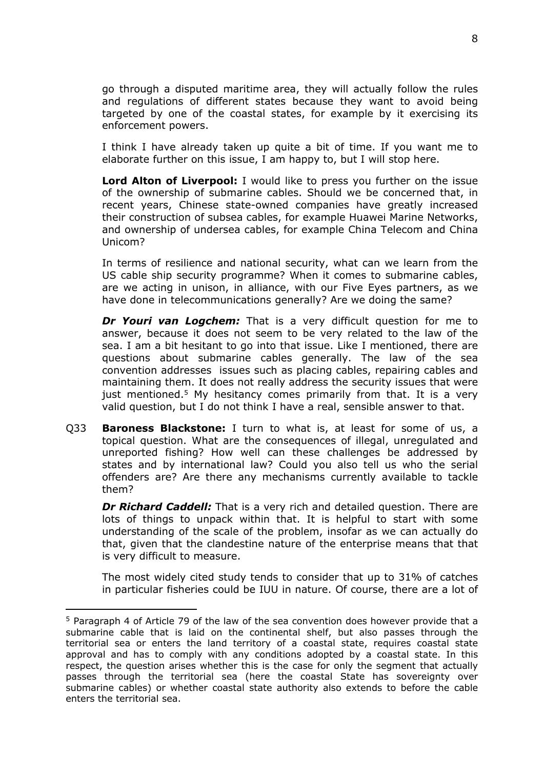go through a disputed maritime area, they will actually follow the rules and regulations of different states because they want to avoid being targeted by one of the coastal states, for example by it exercising its enforcement powers.

I think I have already taken up quite a bit of time. If you want me to elaborate further on this issue, I am happy to, but I will stop here.

**Lord Alton of Liverpool:** I would like to press you further on the issue of the ownership of submarine cables. Should we be concerned that, in recent years, Chinese state-owned companies have greatly increased their construction of subsea cables, for example Huawei Marine Networks, and ownership of undersea cables, for example China Telecom and China Unicom?

In terms of resilience and national security, what can we learn from the US cable ship security programme? When it comes to submarine cables, are we acting in unison, in alliance, with our Five Eyes partners, as we have done in telecommunications generally? Are we doing the same?

***Dr Youri van Logchem:*** That is a very difficult question for me to answer, because it does not seem to be very related to the law of the sea. I am a bit hesitant to go into that issue. Like I mentioned, there are questions about submarine cables generally. The law of the sea convention addresses issues such as placing cables, repairing cables and maintaining them. It does not really address the security issues that were just mentioned.[5] My hesitancy comes primarily from that. It is a very valid question, but I do not think I have a real, sensible answer to that.

Q33 **Baroness Blackstone:** I turn to what is, at least for some of us, a topical question. What are the consequences of illegal, unregulated and unreported fishing? How well can these challenges be addressed by states and by international law? Could you also tell us who the serial offenders are? Are there any mechanisms currently available to tackle them?

***Dr Richard Caddell:*** That is a very rich and detailed question. There are lots of things to unpack within that. It is helpful to start with some understanding of the scale of the problem, insofar as we can actually do that, given that the clandestine nature of the enterprise means that that is very difficult to measure.

The most widely cited study tends to consider that up to 31% of catches in particular fisheries could be IUU in nature. Of course, there are a lot of

---

[5] Paragraph 4 of Article 79 of the law of the sea convention does however provide that a submarine cable that is laid on the continental shelf, but also passes through the territorial sea or enters the land territory of a coastal state, requires coastal state approval and has to comply with any conditions adopted by a coastal state. In this respect, the question arises whether this is the case for only the segment that actually passes through the territorial sea (here the coastal State has sovereignty over submarine cables) or whether coastal state authority also extends to before the cable enters the territorial sea.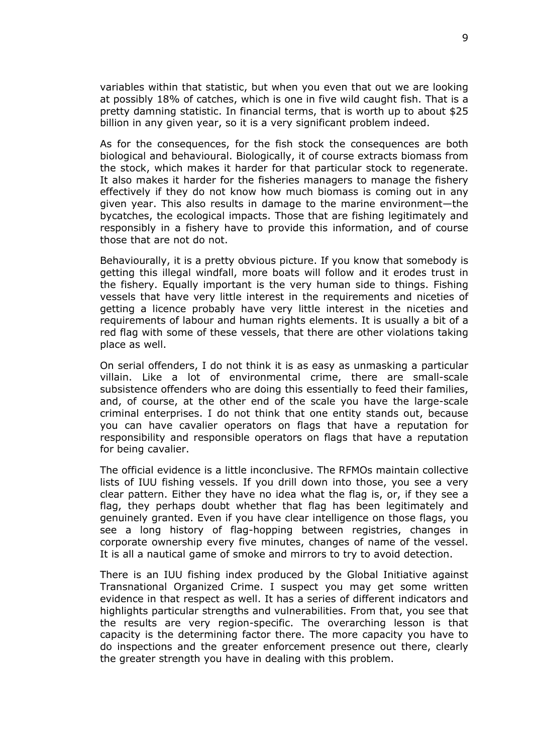variables within that statistic, but when you even that out we are looking at possibly 18% of catches, which is one in five wild caught fish. That is a pretty damning statistic. In financial terms, that is worth up to about $25 billion in any given year, so it is a very significant problem indeed.

As for the consequences, for the fish stock the consequences are both biological and behavioural. Biologically, it of course extracts biomass from the stock, which makes it harder for that particular stock to regenerate. It also makes it harder for the fisheries managers to manage the fishery effectively if they do not know how much biomass is coming out in any given year. This also results in damage to the marine environment—the bycatches, the ecological impacts. Those that are fishing legitimately and responsibly in a fishery have to provide this information, and of course those that are not do not.

Behaviourally, it is a pretty obvious picture. If you know that somebody is getting this illegal windfall, more boats will follow and it erodes trust in the fishery. Equally important is the very human side to things. Fishing vessels that have very little interest in the requirements and niceties of getting a licence probably have very little interest in the niceties and requirements of labour and human rights elements. It is usually a bit of a red flag with some of these vessels, that there are other violations taking place as well.

On serial offenders, I do not think it is as easy as unmasking a particular villain. Like a lot of environmental crime, there are small-scale subsistence offenders who are doing this essentially to feed their families, and, of course, at the other end of the scale you have the large-scale criminal enterprises. I do not think that one entity stands out, because you can have cavalier operators on flags that have a reputation for responsibility and responsible operators on flags that have a reputation for being cavalier.

The official evidence is a little inconclusive. The RFMOs maintain collective lists of IUU fishing vessels. If you drill down into those, you see a very clear pattern. Either they have no idea what the flag is, or, if they see a flag, they perhaps doubt whether that flag has been legitimately and genuinely granted. Even if you have clear intelligence on those flags, you see a long history of flag-hopping between registries, changes in corporate ownership every five minutes, changes of name of the vessel. It is all a nautical game of smoke and mirrors to try to avoid detection.

There is an IUU fishing index produced by the Global Initiative against Transnational Organized Crime. I suspect you may get some written evidence in that respect as well. It has a series of different indicators and highlights particular strengths and vulnerabilities. From that, you see that the results are very region-specific. The overarching lesson is that capacity is the determining factor there. The more capacity you have to do inspections and the greater enforcement presence out there, clearly the greater strength you have in dealing with this problem.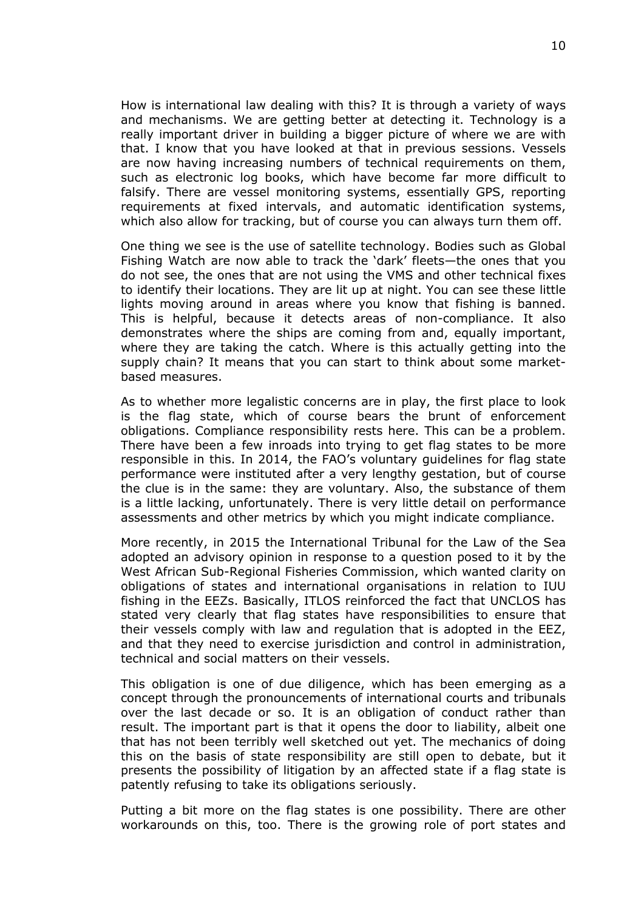How is international law dealing with this? It is through a variety of ways and mechanisms. We are getting better at detecting it. Technology is a really important driver in building a bigger picture of where we are with that. I know that you have looked at that in previous sessions. Vessels are now having increasing numbers of technical requirements on them, such as electronic log books, which have become far more difficult to falsify. There are vessel monitoring systems, essentially GPS, reporting requirements at fixed intervals, and automatic identification systems, which also allow for tracking, but of course you can always turn them off.

One thing we see is the use of satellite technology. Bodies such as Global Fishing Watch are now able to track the 'dark' fleets—the ones that you do not see, the ones that are not using the VMS and other technical fixes to identify their locations. They are lit up at night. You can see these little lights moving around in areas where you know that fishing is banned. This is helpful, because it detects areas of non-compliance. It also demonstrates where the ships are coming from and, equally important, where they are taking the catch. Where is this actually getting into the supply chain? It means that you can start to think about some market-based measures.

As to whether more legalistic concerns are in play, the first place to look is the flag state, which of course bears the brunt of enforcement obligations. Compliance responsibility rests here. This can be a problem. There have been a few inroads into trying to get flag states to be more responsible in this. In 2014, the FAO's voluntary guidelines for flag state performance were instituted after a very lengthy gestation, but of course the clue is in the same: they are voluntary. Also, the substance of them is a little lacking, unfortunately. There is very little detail on performance assessments and other metrics by which you might indicate compliance.

More recently, in 2015 the International Tribunal for the Law of the Sea adopted an advisory opinion in response to a question posed to it by the West African Sub-Regional Fisheries Commission, which wanted clarity on obligations of states and international organisations in relation to IUU fishing in the EEZs. Basically, ITLOS reinforced the fact that UNCLOS has stated very clearly that flag states have responsibilities to ensure that their vessels comply with law and regulation that is adopted in the EEZ, and that they need to exercise jurisdiction and control in administration, technical and social matters on their vessels.

This obligation is one of due diligence, which has been emerging as a concept through the pronouncements of international courts and tribunals over the last decade or so. It is an obligation of conduct rather than result. The important part is that it opens the door to liability, albeit one that has not been terribly well sketched out yet. The mechanics of doing this on the basis of state responsibility are still open to debate, but it presents the possibility of litigation by an affected state if a flag state is patently refusing to take its obligations seriously.

Putting a bit more on the flag states is one possibility. There are other workarounds on this, too. There is the growing role of port states and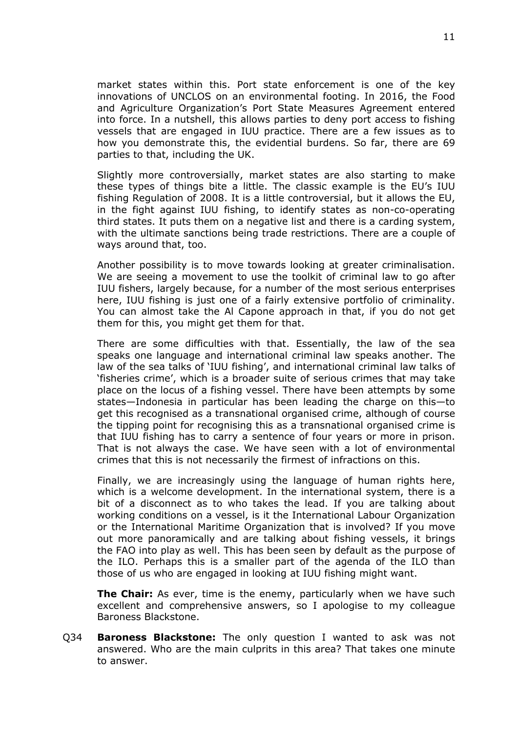market states within this. Port state enforcement is one of the key innovations of UNCLOS on an environmental footing. In 2016, the Food and Agriculture Organization's Port State Measures Agreement entered into force. In a nutshell, this allows parties to deny port access to fishing vessels that are engaged in IUU practice. There are a few issues as to how you demonstrate this, the evidential burdens. So far, there are 69 parties to that, including the UK.

Slightly more controversially, market states are also starting to make these types of things bite a little. The classic example is the EU's IUU fishing Regulation of 2008. It is a little controversial, but it allows the EU, in the fight against IUU fishing, to identify states as non-co-operating third states. It puts them on a negative list and there is a carding system, with the ultimate sanctions being trade restrictions. There are a couple of ways around that, too.

Another possibility is to move towards looking at greater criminalisation. We are seeing a movement to use the toolkit of criminal law to go after IUU fishers, largely because, for a number of the most serious enterprises here, IUU fishing is just one of a fairly extensive portfolio of criminality. You can almost take the Al Capone approach in that, if you do not get them for this, you might get them for that.

There are some difficulties with that. Essentially, the law of the sea speaks one language and international criminal law speaks another. The law of the sea talks of 'IUU fishing', and international criminal law talks of 'fisheries crime', which is a broader suite of serious crimes that may take place on the locus of a fishing vessel. There have been attempts by some states—Indonesia in particular has been leading the charge on this—to get this recognised as a transnational organised crime, although of course the tipping point for recognising this as a transnational organised crime is that IUU fishing has to carry a sentence of four years or more in prison. That is not always the case. We have seen with a lot of environmental crimes that this is not necessarily the firmest of infractions on this.

Finally, we are increasingly using the language of human rights here, which is a welcome development. In the international system, there is a bit of a disconnect as to who takes the lead. If you are talking about working conditions on a vessel, is it the International Labour Organization or the International Maritime Organization that is involved? If you move out more panoramically and are talking about fishing vessels, it brings the FAO into play as well. This has been seen by default as the purpose of the ILO. Perhaps this is a smaller part of the agenda of the ILO than those of us who are engaged in looking at IUU fishing might want.

**The Chair:** As ever, time is the enemy, particularly when we have such excellent and comprehensive answers, so I apologise to my colleague Baroness Blackstone.

Q34 **Baroness Blackstone:** The only question I wanted to ask was not answered. Who are the main culprits in this area? That takes one minute to answer.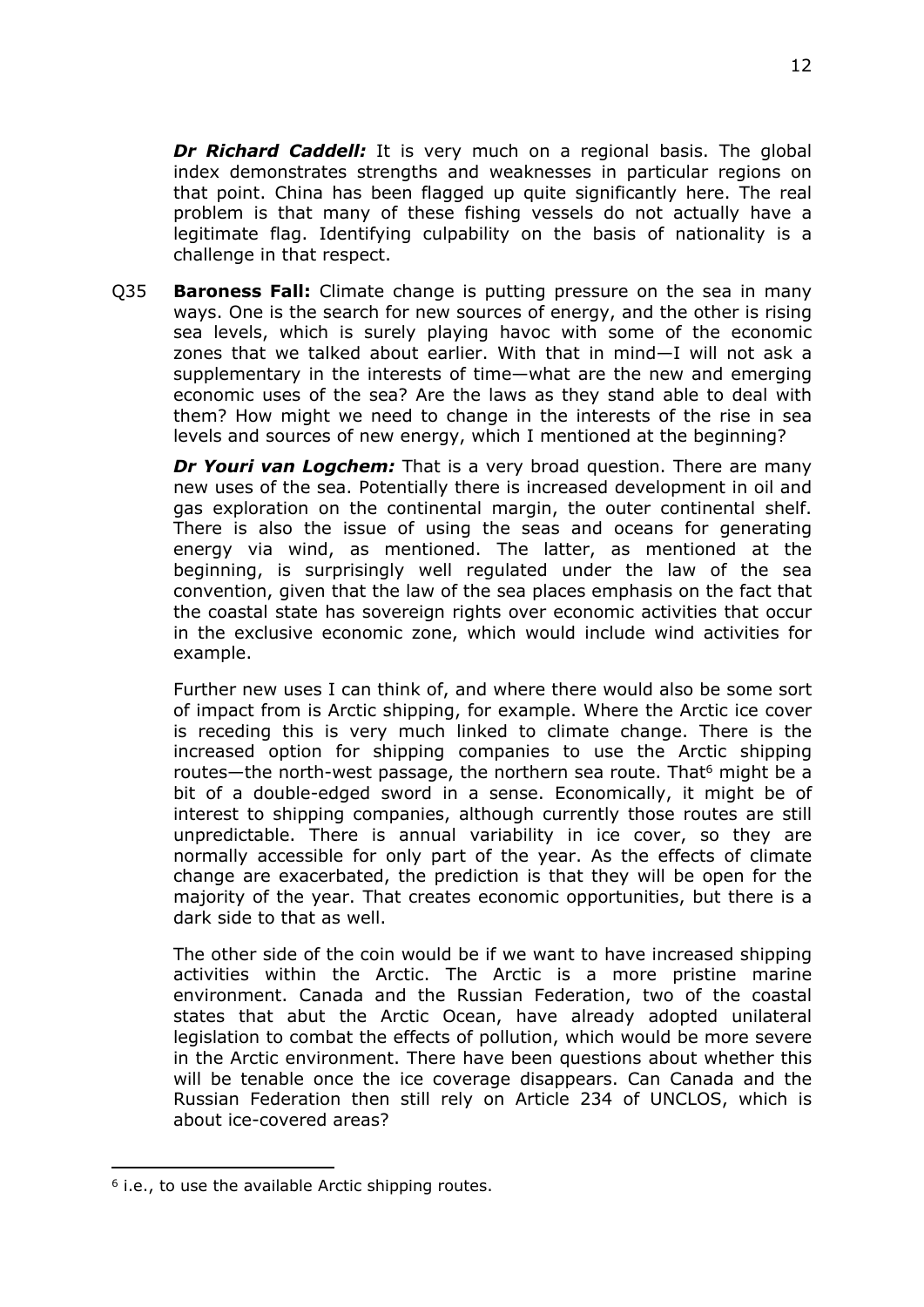***Dr Richard Caddell:*** It is very much on a regional basis. The global index demonstrates strengths and weaknesses in particular regions on that point. China has been flagged up quite significantly here. The real problem is that many of these fishing vessels do not actually have a legitimate flag. Identifying culpability on the basis of nationality is a challenge in that respect.

Q35 **Baroness Fall:** Climate change is putting pressure on the sea in many ways. One is the search for new sources of energy, and the other is rising sea levels, which is surely playing havoc with some of the economic zones that we talked about earlier. With that in mind—I will not ask a supplementary in the interests of time—what are the new and emerging economic uses of the sea? Are the laws as they stand able to deal with them? How might we need to change in the interests of the rise in sea levels and sources of new energy, which I mentioned at the beginning?

***Dr Youri van Logchem:*** That is a very broad question. There are many new uses of the sea. Potentially there is increased development in oil and gas exploration on the continental margin, the outer continental shelf. There is also the issue of using the seas and oceans for generating energy via wind, as mentioned. The latter, as mentioned at the beginning, is surprisingly well regulated under the law of the sea convention, given that the law of the sea places emphasis on the fact that the coastal state has sovereign rights over economic activities that occur in the exclusive economic zone, which would include wind activities for example.

Further new uses I can think of, and where there would also be some sort of impact from is Arctic shipping, for example. Where the Arctic ice cover is receding this is very much linked to climate change. There is the increased option for shipping companies to use the Arctic shipping routes—the north-west passage, the northern sea route. That[6] might be a bit of a double-edged sword in a sense. Economically, it might be of interest to shipping companies, although currently those routes are still unpredictable. There is annual variability in ice cover, so they are normally accessible for only part of the year. As the effects of climate change are exacerbated, the prediction is that they will be open for the majority of the year. That creates economic opportunities, but there is a dark side to that as well.

The other side of the coin would be if we want to have increased shipping activities within the Arctic. The Arctic is a more pristine marine environment. Canada and the Russian Federation, two of the coastal states that abut the Arctic Ocean, have already adopted unilateral legislation to combat the effects of pollution, which would be more severe in the Arctic environment. There have been questions about whether this will be tenable once the ice coverage disappears. Can Canada and the Russian Federation then still rely on Article 234 of UNCLOS, which is about ice-covered areas?

---

[6] i.e., to use the available Arctic shipping routes.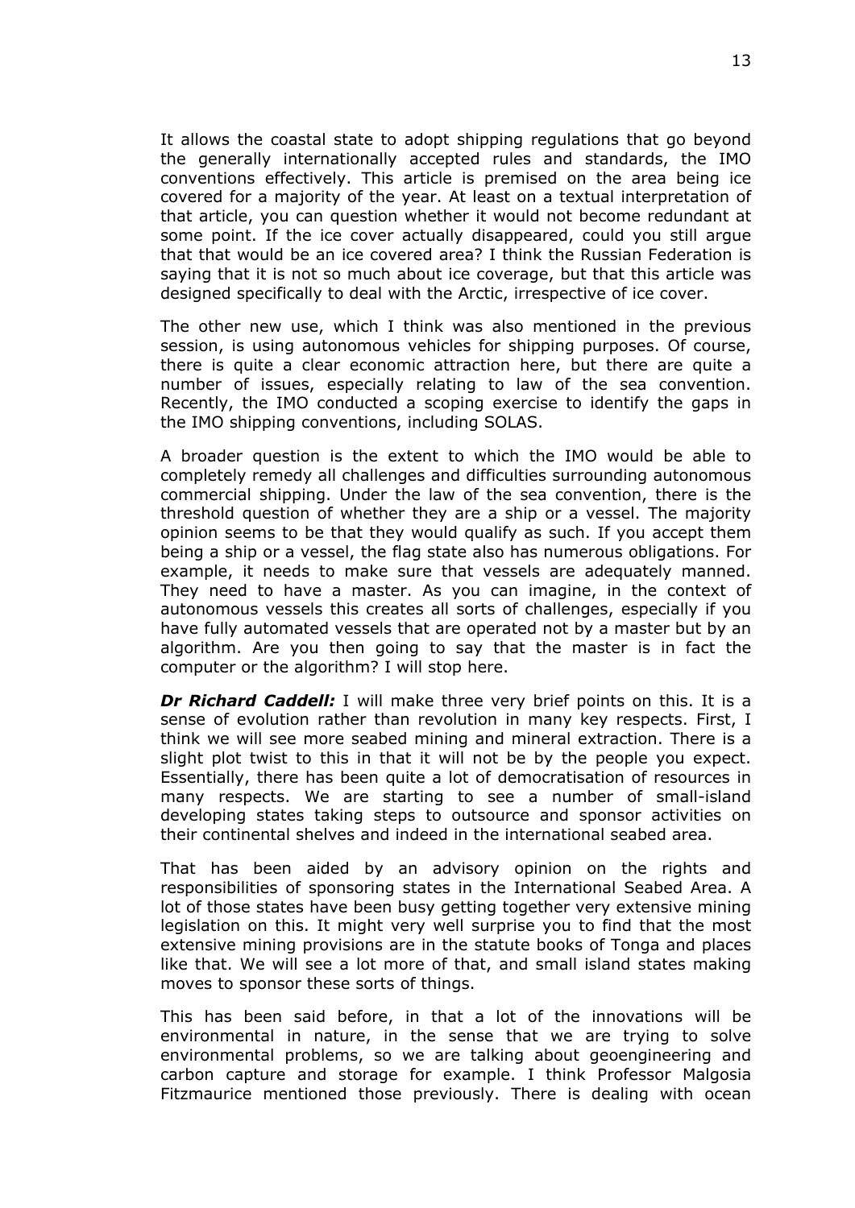It allows the coastal state to adopt shipping regulations that go beyond the generally internationally accepted rules and standards, the IMO conventions effectively. This article is premised on the area being ice covered for a majority of the year. At least on a textual interpretation of that article, you can question whether it would not become redundant at some point. If the ice cover actually disappeared, could you still argue that that would be an ice covered area? I think the Russian Federation is saying that it is not so much about ice coverage, but that this article was designed specifically to deal with the Arctic, irrespective of ice cover.

The other new use, which I think was also mentioned in the previous session, is using autonomous vehicles for shipping purposes. Of course, there is quite a clear economic attraction here, but there are quite a number of issues, especially relating to law of the sea convention. Recently, the IMO conducted a scoping exercise to identify the gaps in the IMO shipping conventions, including SOLAS.

A broader question is the extent to which the IMO would be able to completely remedy all challenges and difficulties surrounding autonomous commercial shipping. Under the law of the sea convention, there is the threshold question of whether they are a ship or a vessel. The majority opinion seems to be that they would qualify as such. If you accept them being a ship or a vessel, the flag state also has numerous obligations. For example, it needs to make sure that vessels are adequately manned. They need to have a master. As you can imagine, in the context of autonomous vessels this creates all sorts of challenges, especially if you have fully automated vessels that are operated not by a master but by an algorithm. Are you then going to say that the master is in fact the computer or the algorithm? I will stop here.

***Dr Richard Caddell:*** I will make three very brief points on this. It is a sense of evolution rather than revolution in many key respects. First, I think we will see more seabed mining and mineral extraction. There is a slight plot twist to this in that it will not be by the people you expect. Essentially, there has been quite a lot of democratisation of resources in many respects. We are starting to see a number of small-island developing states taking steps to outsource and sponsor activities on their continental shelves and indeed in the international seabed area.

That has been aided by an advisory opinion on the rights and responsibilities of sponsoring states in the International Seabed Area. A lot of those states have been busy getting together very extensive mining legislation on this. It might very well surprise you to find that the most extensive mining provisions are in the statute books of Tonga and places like that. We will see a lot more of that, and small island states making moves to sponsor these sorts of things.

This has been said before, in that a lot of the innovations will be environmental in nature, in the sense that we are trying to solve environmental problems, so we are talking about geoengineering and carbon capture and storage for example. I think Professor Malgosia Fitzmaurice mentioned those previously. There is dealing with ocean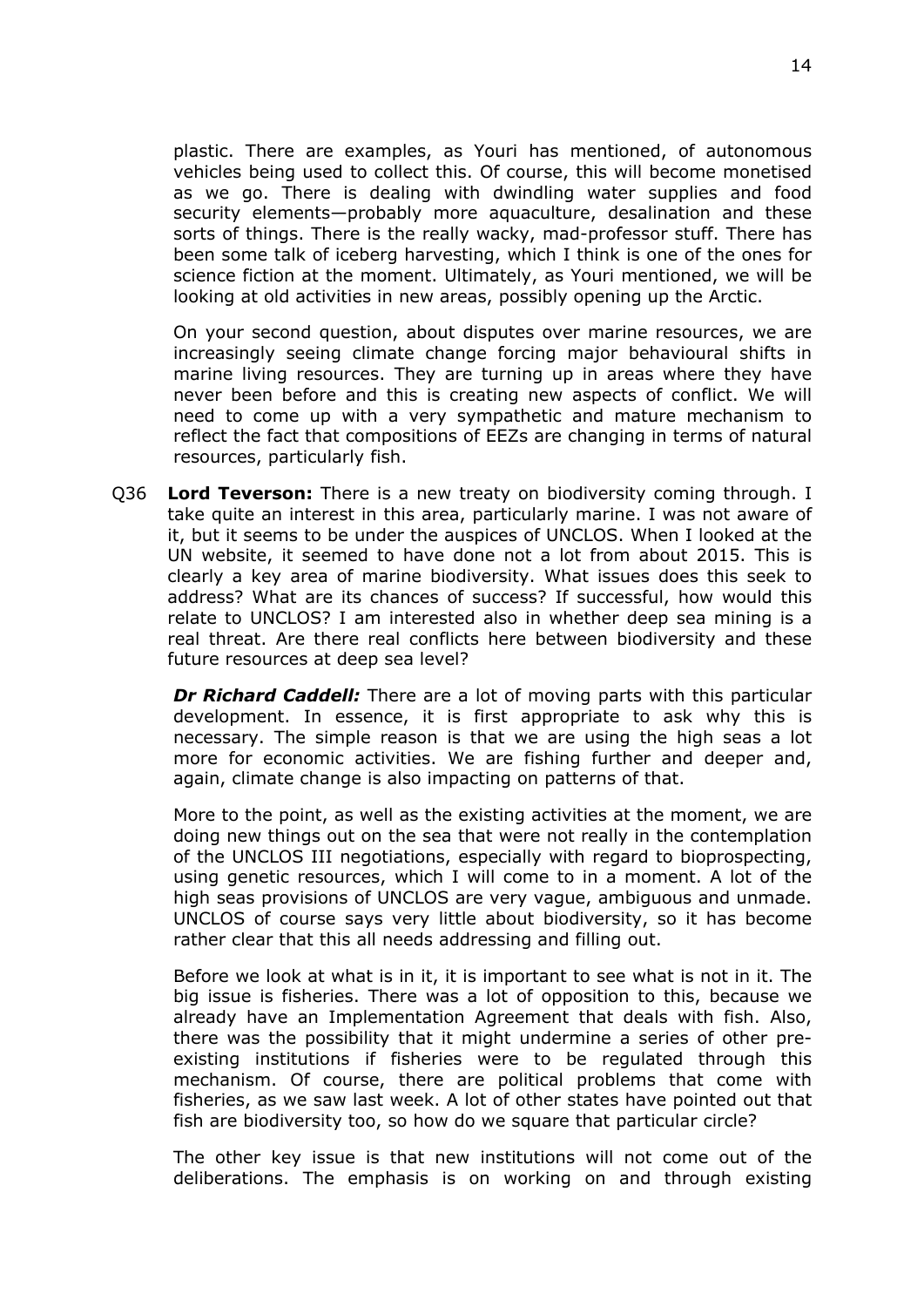plastic. There are examples, as Youri has mentioned, of autonomous vehicles being used to collect this. Of course, this will become monetised as we go. There is dealing with dwindling water supplies and food security elements—probably more aquaculture, desalination and these sorts of things. There is the really wacky, mad-professor stuff. There has been some talk of iceberg harvesting, which I think is one of the ones for science fiction at the moment. Ultimately, as Youri mentioned, we will be looking at old activities in new areas, possibly opening up the Arctic.

On your second question, about disputes over marine resources, we are increasingly seeing climate change forcing major behavioural shifts in marine living resources. They are turning up in areas where they have never been before and this is creating new aspects of conflict. We will need to come up with a very sympathetic and mature mechanism to reflect the fact that compositions of EEZs are changing in terms of natural resources, particularly fish.

Q36 **Lord Teverson:** There is a new treaty on biodiversity coming through. I take quite an interest in this area, particularly marine. I was not aware of it, but it seems to be under the auspices of UNCLOS. When I looked at the UN website, it seemed to have done not a lot from about 2015. This is clearly a key area of marine biodiversity. What issues does this seek to address? What are its chances of success? If successful, how would this relate to UNCLOS? I am interested also in whether deep sea mining is a real threat. Are there real conflicts here between biodiversity and these future resources at deep sea level?

***Dr Richard Caddell:*** There are a lot of moving parts with this particular development. In essence, it is first appropriate to ask why this is necessary. The simple reason is that we are using the high seas a lot more for economic activities. We are fishing further and deeper and, again, climate change is also impacting on patterns of that.

More to the point, as well as the existing activities at the moment, we are doing new things out on the sea that were not really in the contemplation of the UNCLOS III negotiations, especially with regard to bioprospecting, using genetic resources, which I will come to in a moment. A lot of the high seas provisions of UNCLOS are very vague, ambiguous and unmade. UNCLOS of course says very little about biodiversity, so it has become rather clear that this all needs addressing and filling out.

Before we look at what is in it, it is important to see what is not in it. The big issue is fisheries. There was a lot of opposition to this, because we already have an Implementation Agreement that deals with fish. Also, there was the possibility that it might undermine a series of other pre-existing institutions if fisheries were to be regulated through this mechanism. Of course, there are political problems that come with fisheries, as we saw last week. A lot of other states have pointed out that fish are biodiversity too, so how do we square that particular circle?

The other key issue is that new institutions will not come out of the deliberations. The emphasis is on working on and through existing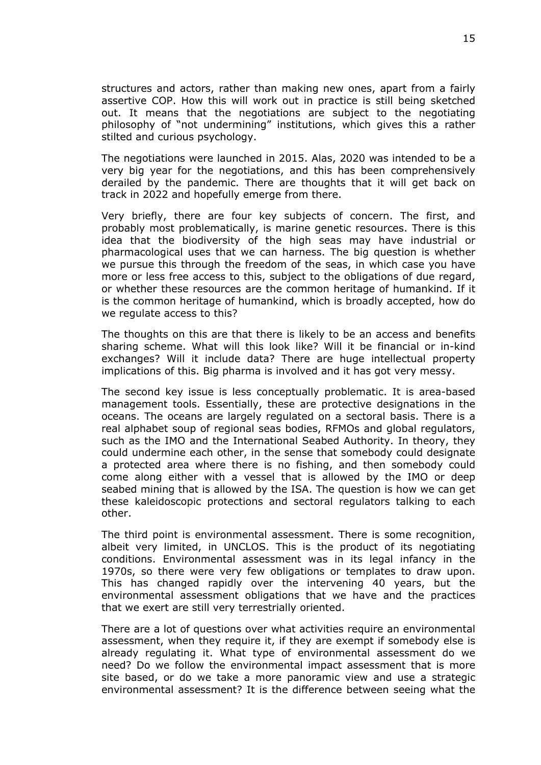structures and actors, rather than making new ones, apart from a fairly assertive COP. How this will work out in practice is still being sketched out. It means that the negotiations are subject to the negotiating philosophy of "not undermining" institutions, which gives this a rather stilted and curious psychology.

The negotiations were launched in 2015. Alas, 2020 was intended to be a very big year for the negotiations, and this has been comprehensively derailed by the pandemic. There are thoughts that it will get back on track in 2022 and hopefully emerge from there.

Very briefly, there are four key subjects of concern. The first, and probably most problematically, is marine genetic resources. There is this idea that the biodiversity of the high seas may have industrial or pharmacological uses that we can harness. The big question is whether we pursue this through the freedom of the seas, in which case you have more or less free access to this, subject to the obligations of due regard, or whether these resources are the common heritage of humankind. If it is the common heritage of humankind, which is broadly accepted, how do we regulate access to this?

The thoughts on this are that there is likely to be an access and benefits sharing scheme. What will this look like? Will it be financial or in-kind exchanges? Will it include data? There are huge intellectual property implications of this. Big pharma is involved and it has got very messy.

The second key issue is less conceptually problematic. It is area-based management tools. Essentially, these are protective designations in the oceans. The oceans are largely regulated on a sectoral basis. There is a real alphabet soup of regional seas bodies, RFMOs and global regulators, such as the IMO and the International Seabed Authority. In theory, they could undermine each other, in the sense that somebody could designate a protected area where there is no fishing, and then somebody could come along either with a vessel that is allowed by the IMO or deep seabed mining that is allowed by the ISA. The question is how we can get these kaleidoscopic protections and sectoral regulators talking to each other.

The third point is environmental assessment. There is some recognition, albeit very limited, in UNCLOS. This is the product of its negotiating conditions. Environmental assessment was in its legal infancy in the 1970s, so there were very few obligations or templates to draw upon. This has changed rapidly over the intervening 40 years, but the environmental assessment obligations that we have and the practices that we exert are still very terrestrially oriented.

There are a lot of questions over what activities require an environmental assessment, when they require it, if they are exempt if somebody else is already regulating it. What type of environmental assessment do we need? Do we follow the environmental impact assessment that is more site based, or do we take a more panoramic view and use a strategic environmental assessment? It is the difference between seeing what the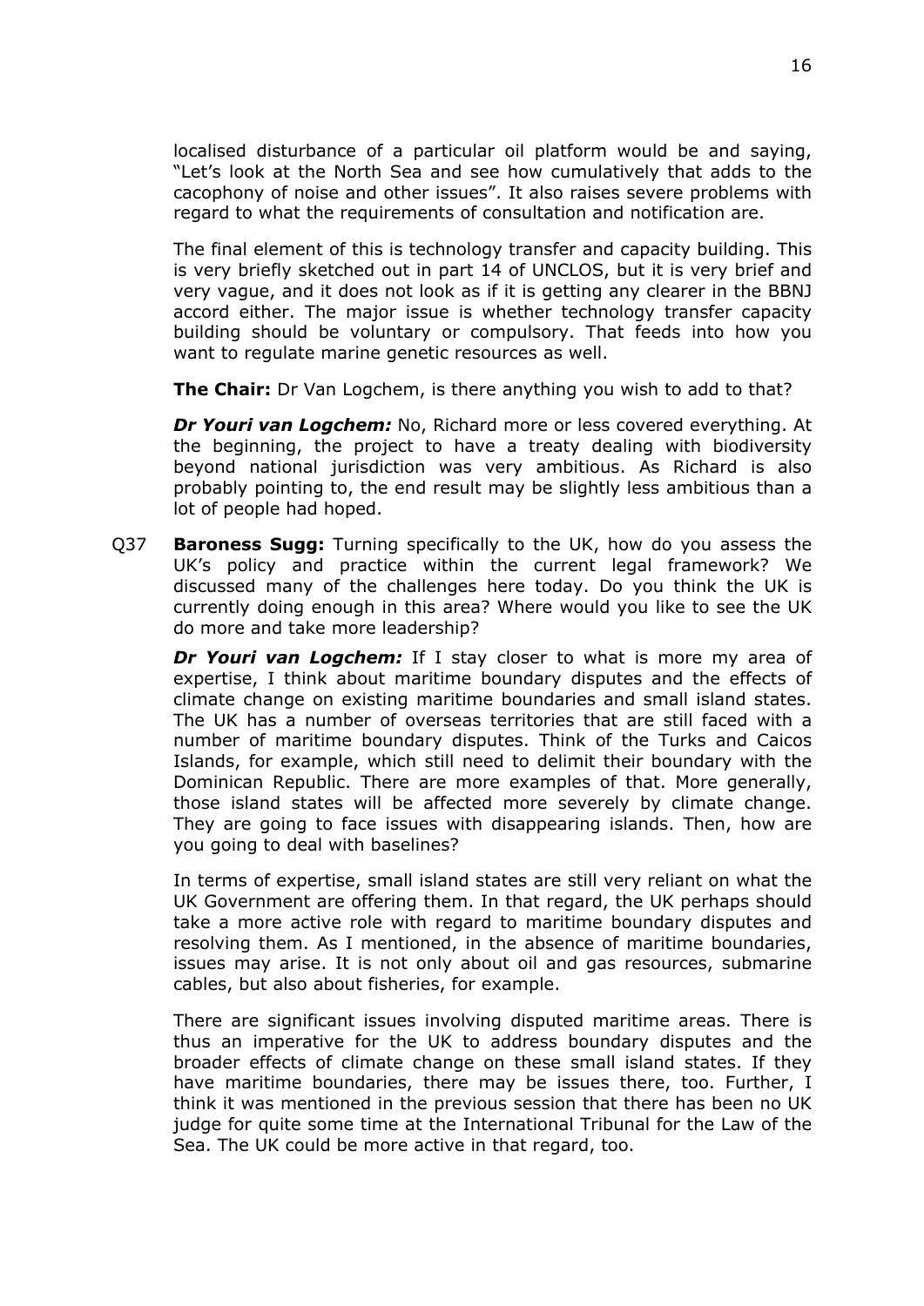localised disturbance of a particular oil platform would be and saying, "Let's look at the North Sea and see how cumulatively that adds to the cacophony of noise and other issues". It also raises severe problems with regard to what the requirements of consultation and notification are.

The final element of this is technology transfer and capacity building. This is very briefly sketched out in part 14 of UNCLOS, but it is very brief and very vague, and it does not look as if it is getting any clearer in the BBNJ accord either. The major issue is whether technology transfer capacity building should be voluntary or compulsory. That feeds into how you want to regulate marine genetic resources as well.

**The Chair:** Dr Van Logchem, is there anything you wish to add to that?

***Dr Youri van Logchem:*** No, Richard more or less covered everything. At the beginning, the project to have a treaty dealing with biodiversity beyond national jurisdiction was very ambitious. As Richard is also probably pointing to, the end result may be slightly less ambitious than a lot of people had hoped.

Q37 **Baroness Sugg:** Turning specifically to the UK, how do you assess the UK's policy and practice within the current legal framework? We discussed many of the challenges here today. Do you think the UK is currently doing enough in this area? Where would you like to see the UK do more and take more leadership?

***Dr Youri van Logchem:*** If I stay closer to what is more my area of expertise, I think about maritime boundary disputes and the effects of climate change on existing maritime boundaries and small island states. The UK has a number of overseas territories that are still faced with a number of maritime boundary disputes. Think of the Turks and Caicos Islands, for example, which still need to delimit their boundary with the Dominican Republic. There are more examples of that. More generally, those island states will be affected more severely by climate change. They are going to face issues with disappearing islands. Then, how are you going to deal with baselines?

In terms of expertise, small island states are still very reliant on what the UK Government are offering them. In that regard, the UK perhaps should take a more active role with regard to maritime boundary disputes and resolving them. As I mentioned, in the absence of maritime boundaries, issues may arise. It is not only about oil and gas resources, submarine cables, but also about fisheries, for example.

There are significant issues involving disputed maritime areas. There is thus an imperative for the UK to address boundary disputes and the broader effects of climate change on these small island states. If they have maritime boundaries, there may be issues there, too. Further, I think it was mentioned in the previous session that there has been no UK judge for quite some time at the International Tribunal for the Law of the Sea. The UK could be more active in that regard, too.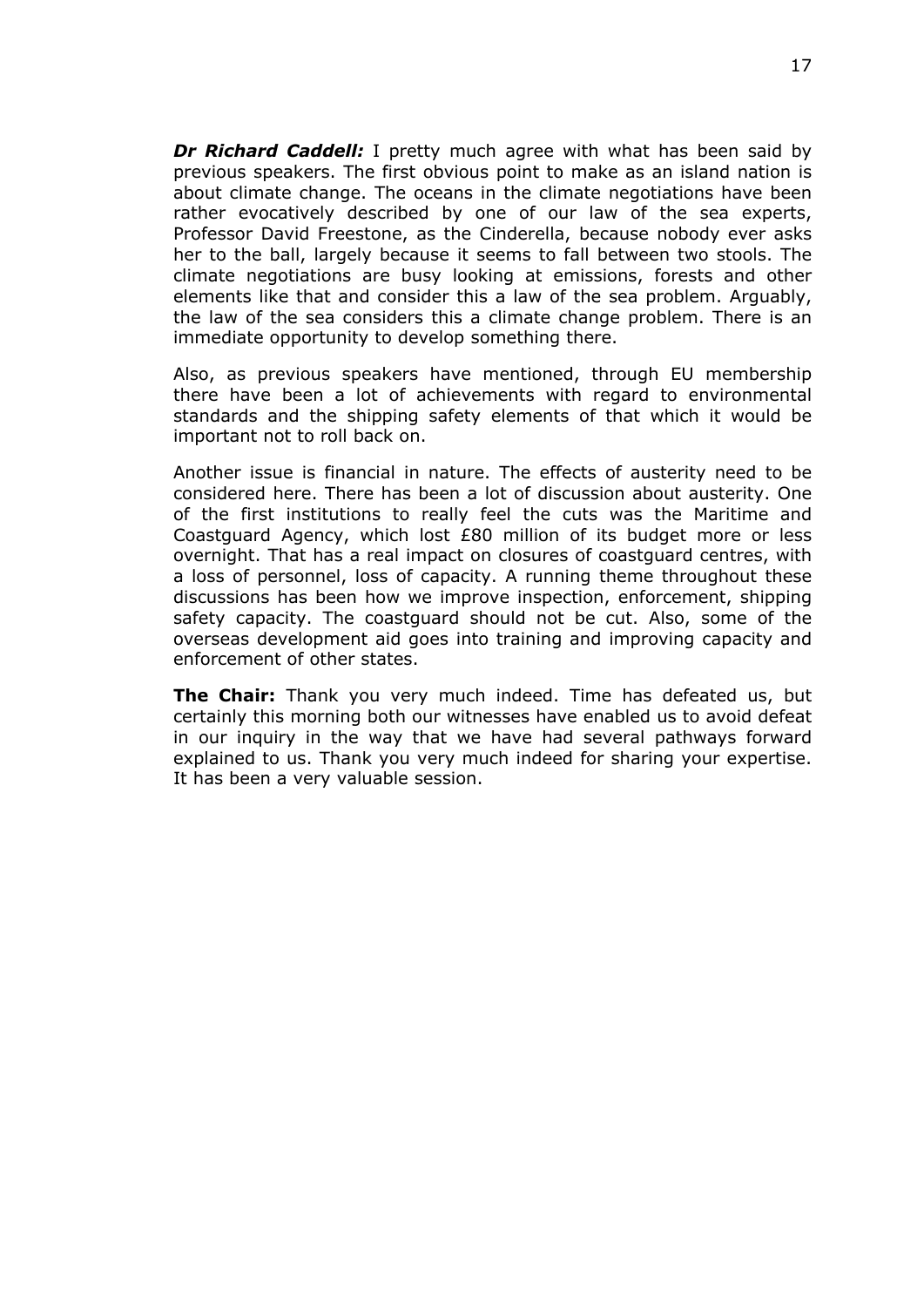***Dr Richard Caddell:*** I pretty much agree with what has been said by previous speakers. The first obvious point to make as an island nation is about climate change. The oceans in the climate negotiations have been rather evocatively described by one of our law of the sea experts, Professor David Freestone, as the Cinderella, because nobody ever asks her to the ball, largely because it seems to fall between two stools. The climate negotiations are busy looking at emissions, forests and other elements like that and consider this a law of the sea problem. Arguably, the law of the sea considers this a climate change problem. There is an immediate opportunity to develop something there.

Also, as previous speakers have mentioned, through EU membership there have been a lot of achievements with regard to environmental standards and the shipping safety elements of that which it would be important not to roll back on.

Another issue is financial in nature. The effects of austerity need to be considered here. There has been a lot of discussion about austerity. One of the first institutions to really feel the cuts was the Maritime and Coastguard Agency, which lost £80 million of its budget more or less overnight. That has a real impact on closures of coastguard centres, with a loss of personnel, loss of capacity. A running theme throughout these discussions has been how we improve inspection, enforcement, shipping safety capacity. The coastguard should not be cut. Also, some of the overseas development aid goes into training and improving capacity and enforcement of other states.

**The Chair:** Thank you very much indeed. Time has defeated us, but certainly this morning both our witnesses have enabled us to avoid defeat in our inquiry in the way that we have had several pathways forward explained to us. Thank you very much indeed for sharing your expertise. It has been a very valuable session.